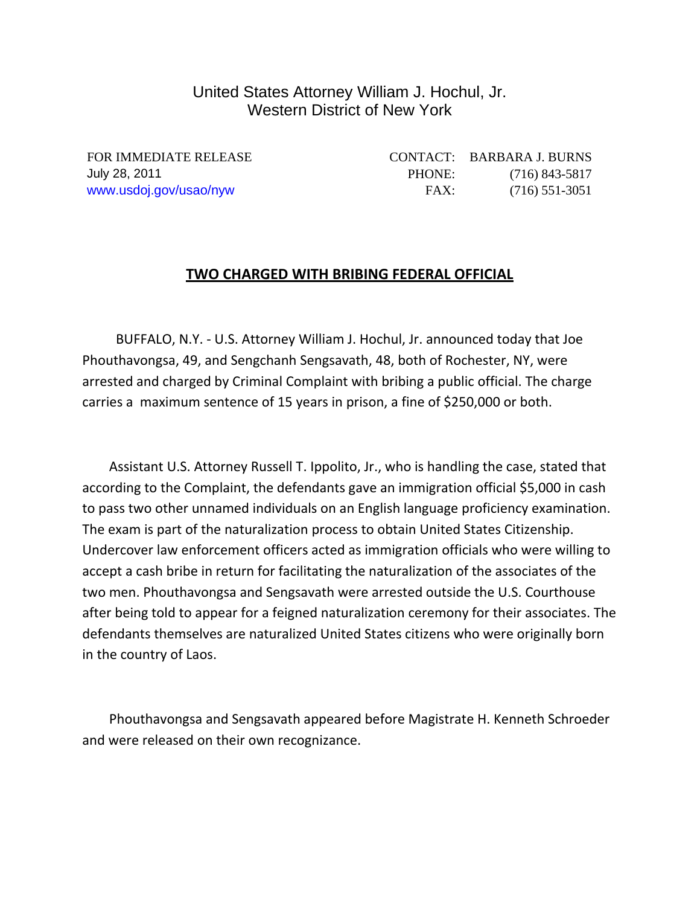United States Attorney William J. Hochul, Jr.
Western District of New York

FOR IMMEDIATE RELEASE
July 28, 2011
www.usdoj.gov/usao/nyw

CONTACT: BARBARA J. BURNS
PHONE: (716) 843-5817
FAX: (716) 551-3051

## TWO CHARGED WITH BRIBING FEDERAL OFFICIAL

BUFFALO, N.Y. - U.S. Attorney William J. Hochul, Jr. announced today that Joe Phouthavongsa, 49, and Sengchanh Sengsavath, 48, both of Rochester, NY, were arrested and charged by Criminal Complaint with bribing a public official. The charge carries a maximum sentence of 15 years in prison, a fine of $250,000 or both.

Assistant U.S. Attorney Russell T. Ippolito, Jr., who is handling the case, stated that according to the Complaint, the defendants gave an immigration official $5,000 in cash to pass two other unnamed individuals on an English language proficiency examination. The exam is part of the naturalization process to obtain United States Citizenship. Undercover law enforcement officers acted as immigration officials who were willing to accept a cash bribe in return for facilitating the naturalization of the associates of the two men. Phouthavongsa and Sengsavath were arrested outside the U.S. Courthouse after being told to appear for a feigned naturalization ceremony for their associates. The defendants themselves are naturalized United States citizens who were originally born in the country of Laos.

Phouthavongsa and Sengsavath appeared before Magistrate H. Kenneth Schroeder and were released on their own recognizance.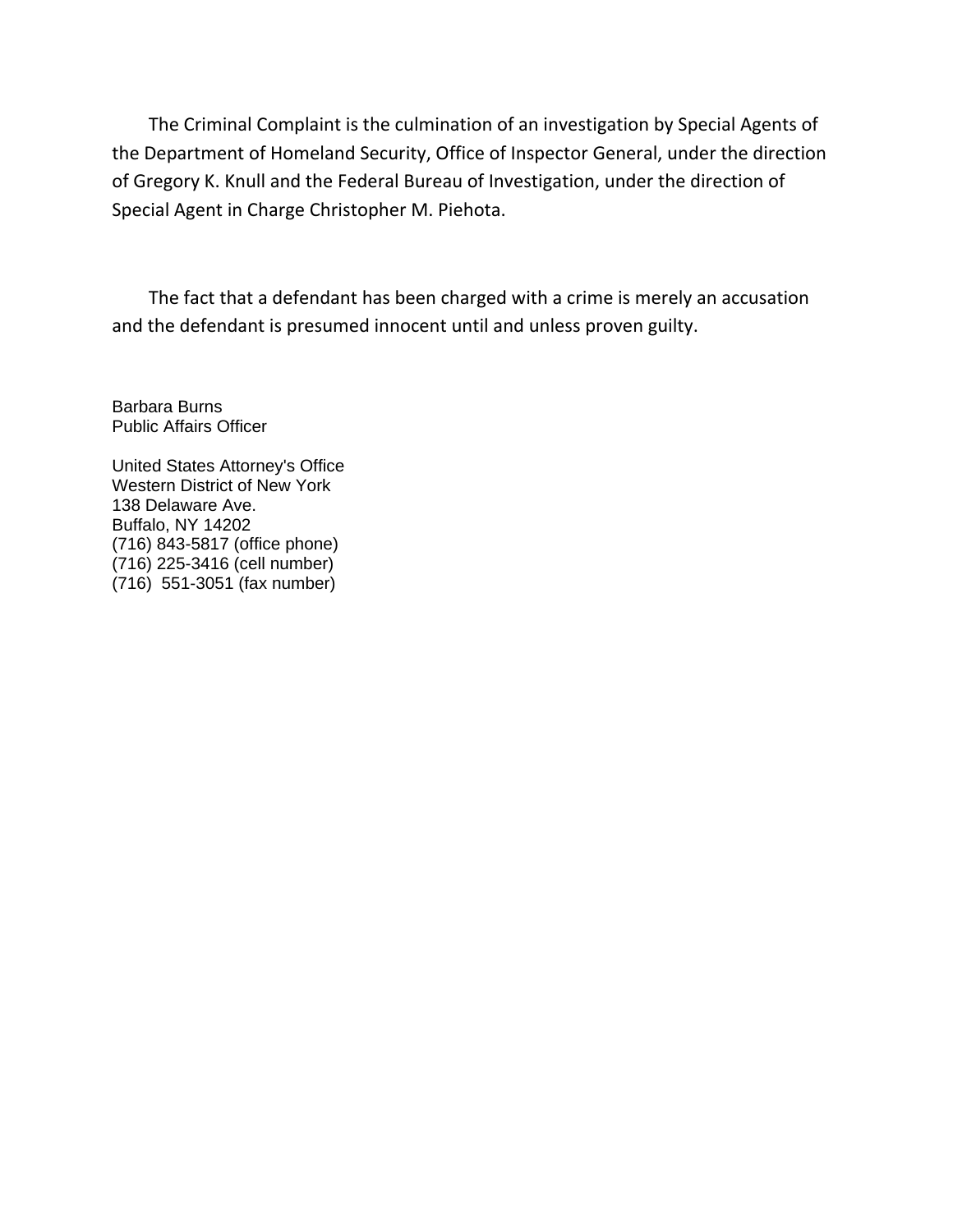The Criminal Complaint is the culmination of an investigation by Special Agents of the Department of Homeland Security, Office of Inspector General, under the direction of Gregory K. Knull and the Federal Bureau of Investigation, under the direction of Special Agent in Charge Christopher M. Piehota.

The fact that a defendant has been charged with a crime is merely an accusation and the defendant is presumed innocent until and unless proven guilty.

Barbara Burns
Public Affairs Officer

United States Attorney's Office
Western District of New York
138 Delaware Ave.
Buffalo, NY 14202
(716) 843-5817 (office phone)
(716) 225-3416 (cell number)
(716) 551-3051 (fax number)